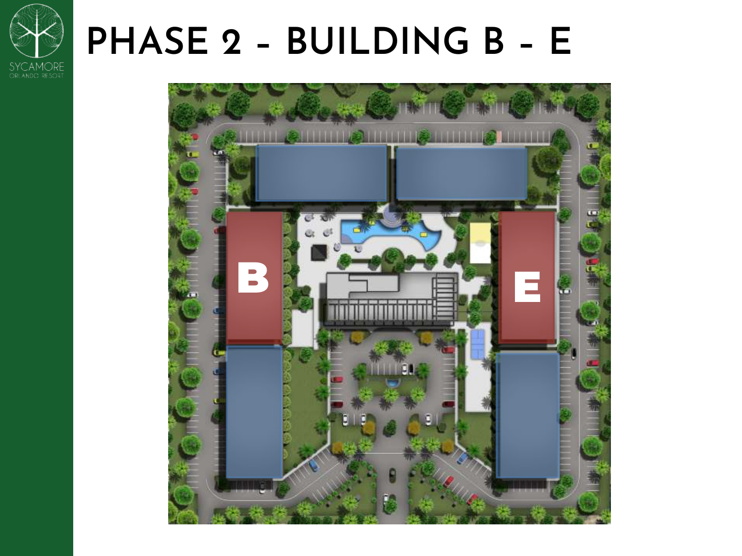# PHASE 2 - BUILDING B - E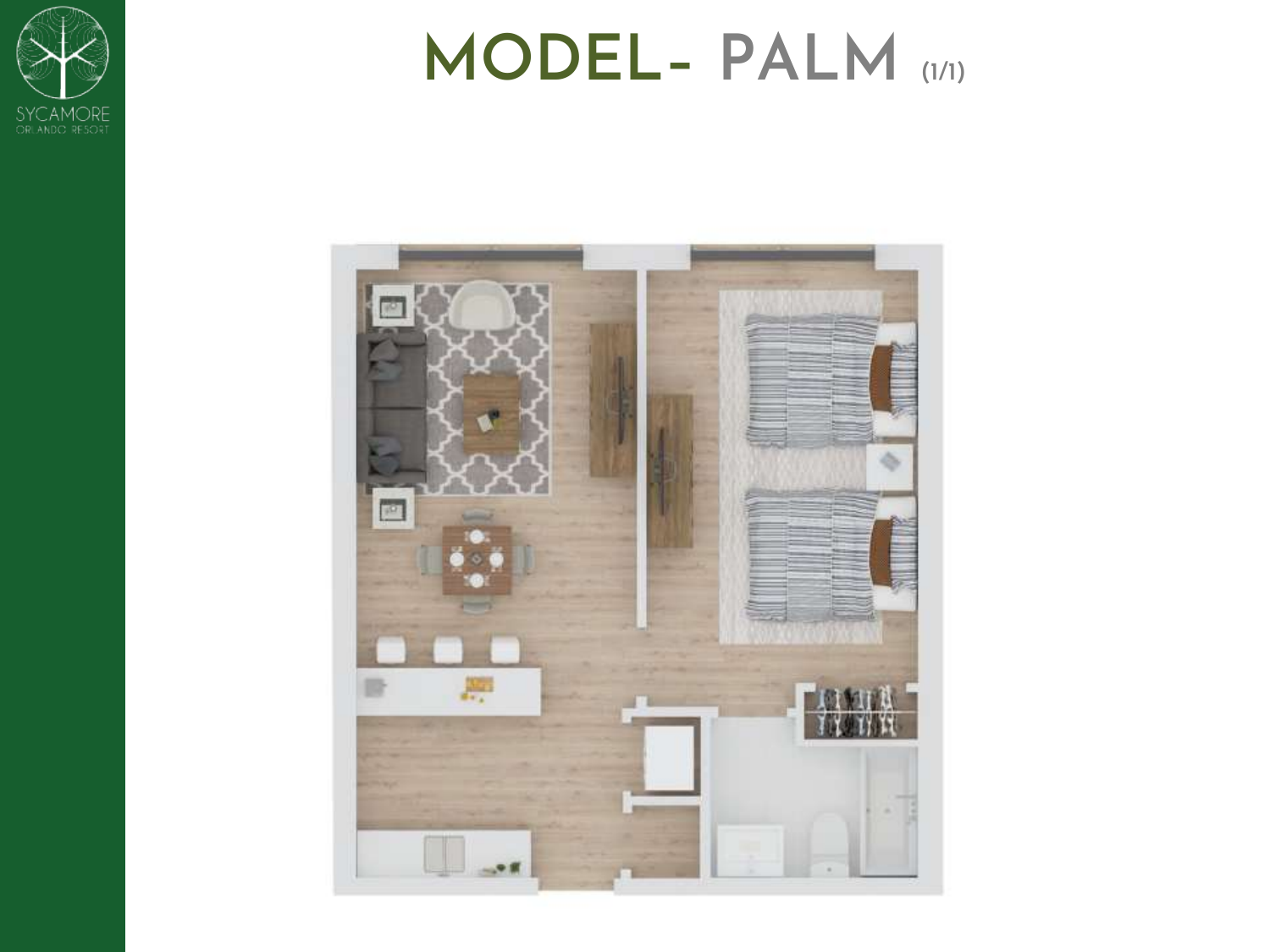# MODEL- PALM (1/1)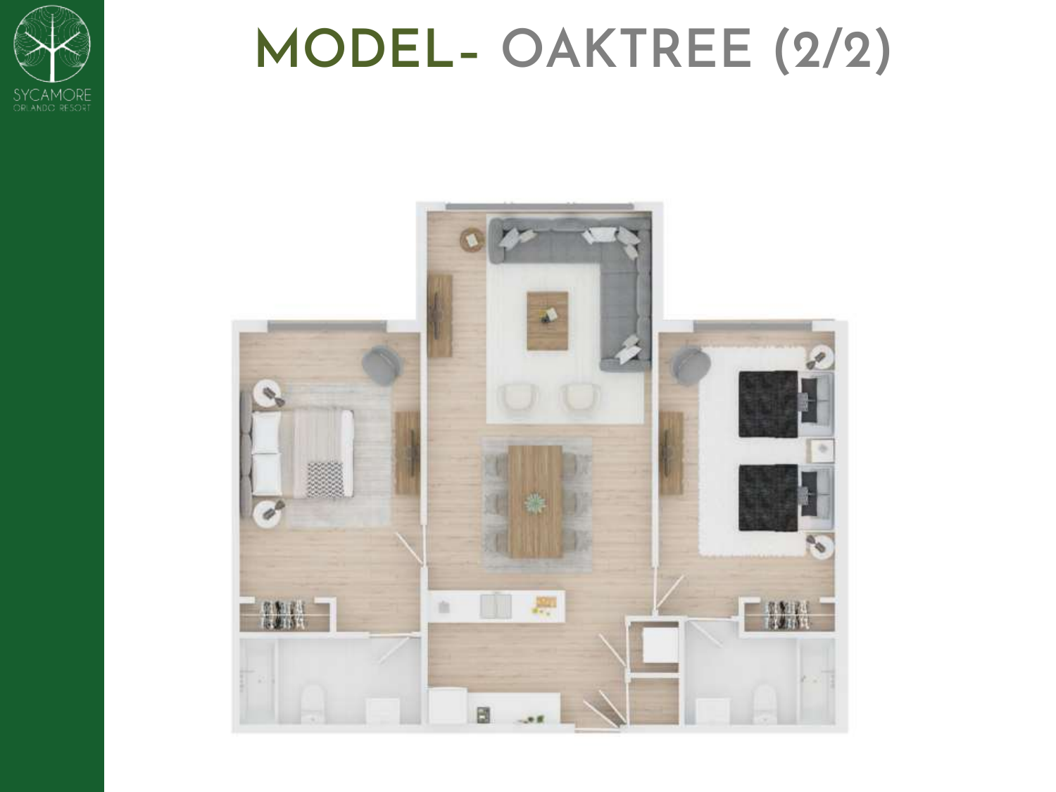# MODEL- OAKTREE (2/2)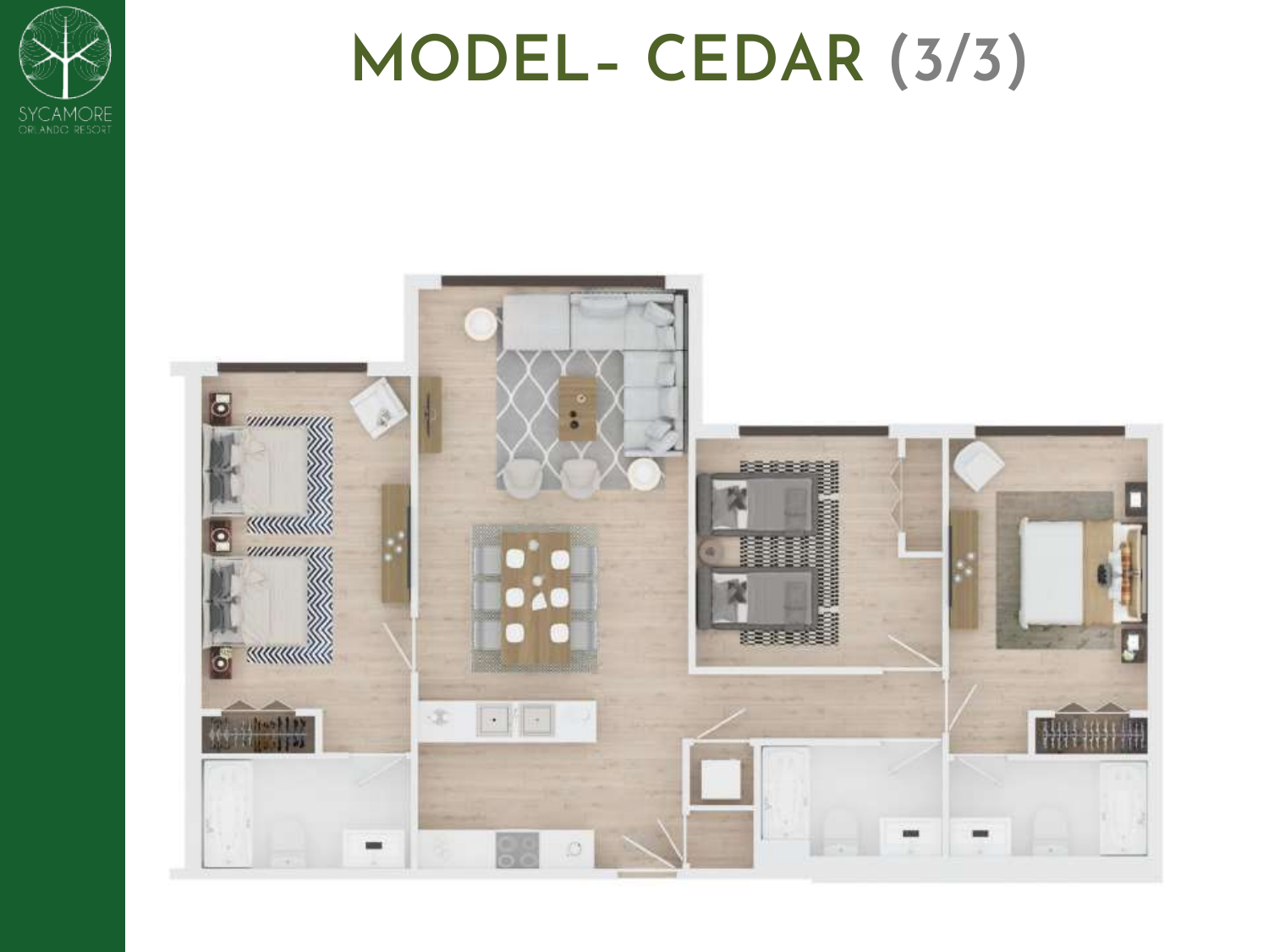# MODEL- CEDAR (3/3)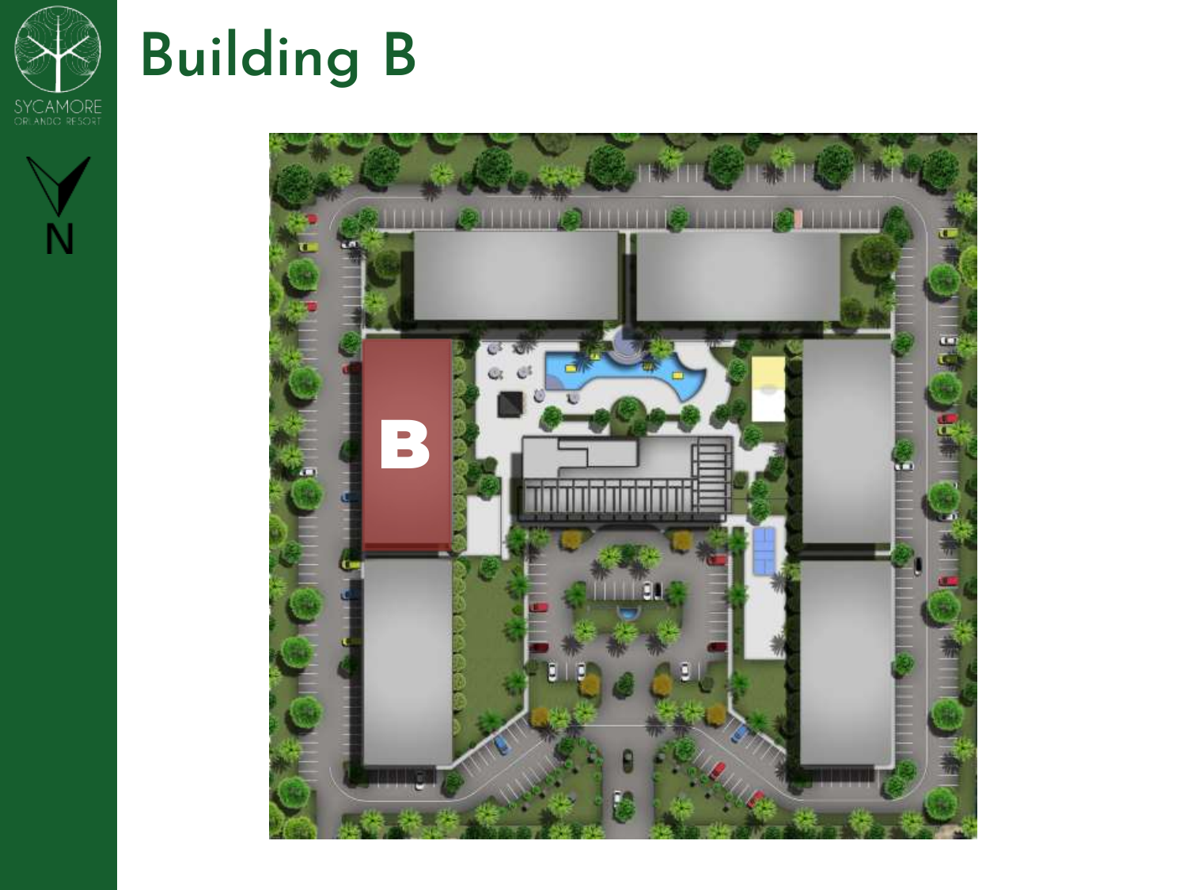# Building B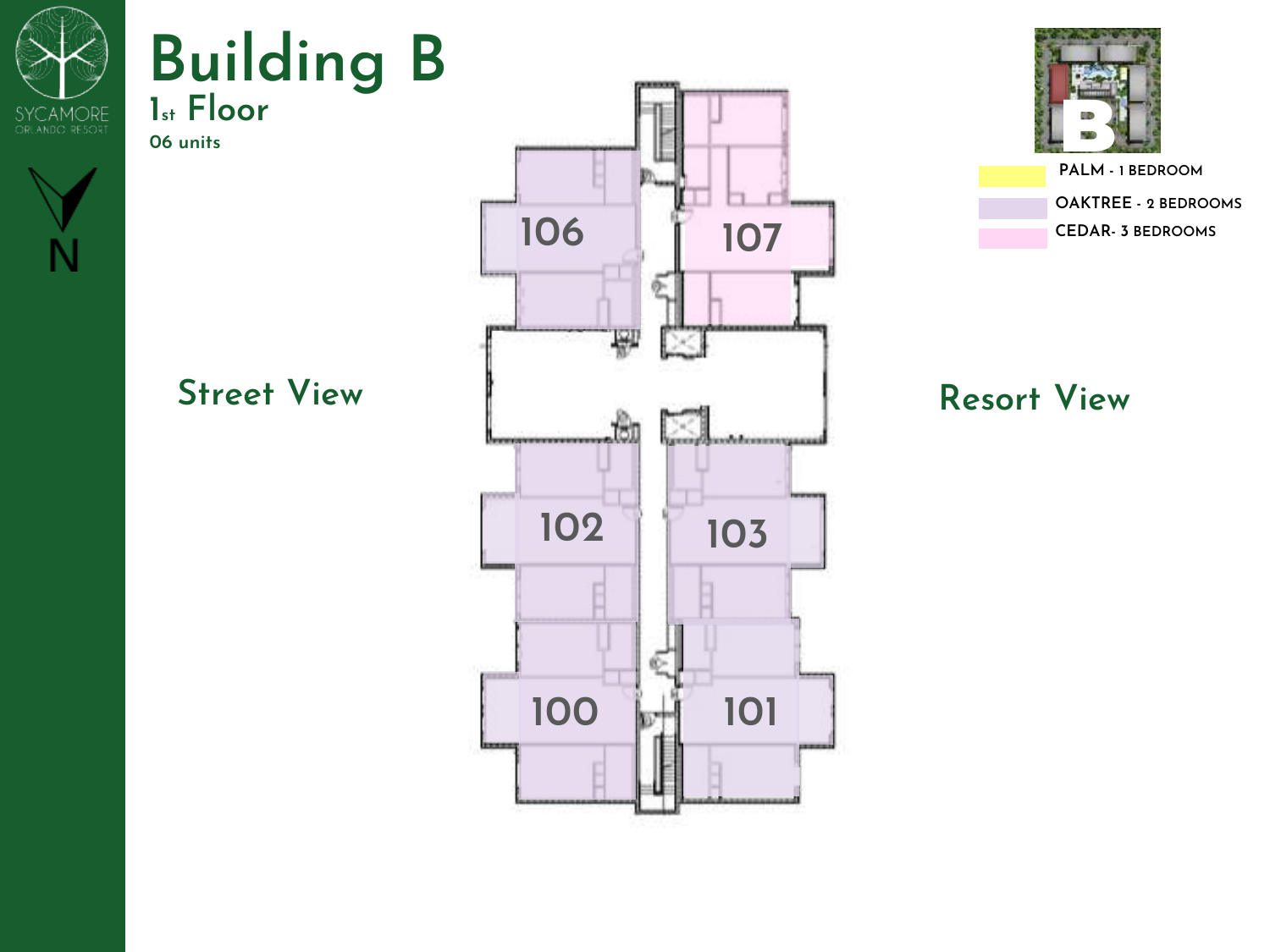# Building B

## 1st Floor

06 units

SYCAMORE
ORLANDO RESORT

N

Street View

Resort View

- PALM - 1 BEDROOM
- OAKTREE - 2 BEDROOMS
- CEDAR- 3 BEDROOMS

106

107

102

103

100

101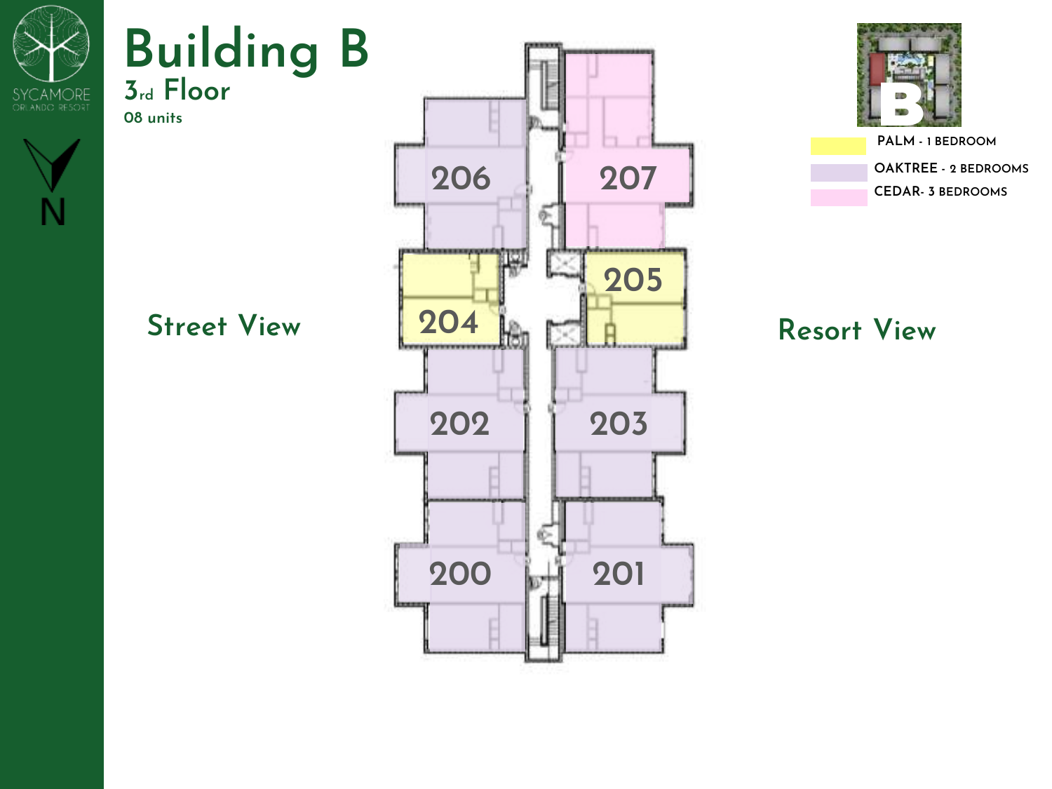# Building B

## 3rd Floor

08 units

Street View

206

207

204

205

202

203

200

201

Resort View

PALM - 1 BEDROOM

OAKTREE - 2 BEDROOMS

CEDAR- 3 BEDROOMS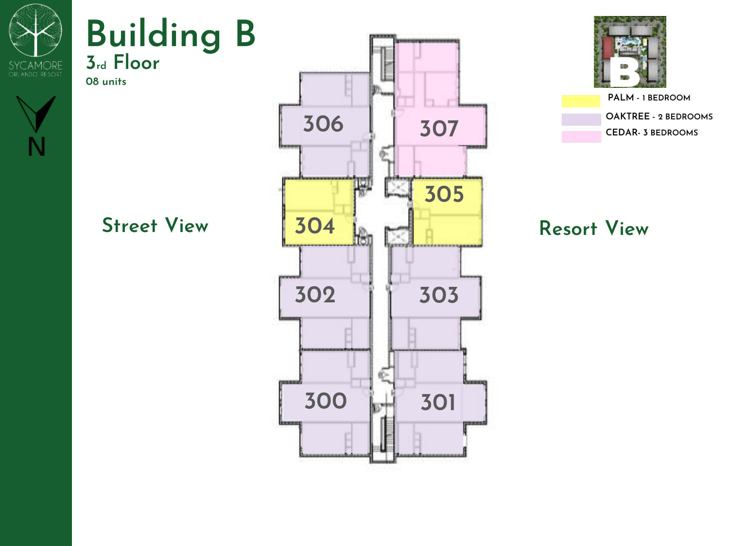# Building B

## 3rd Floor

08 units

N

Street View

Resort View

306

307

304

305

302

303

300

301

PALMA - 1 BEDROOM

OAKTREE - 2 BEDROOMS

CEDAR- 3 BEDROOMS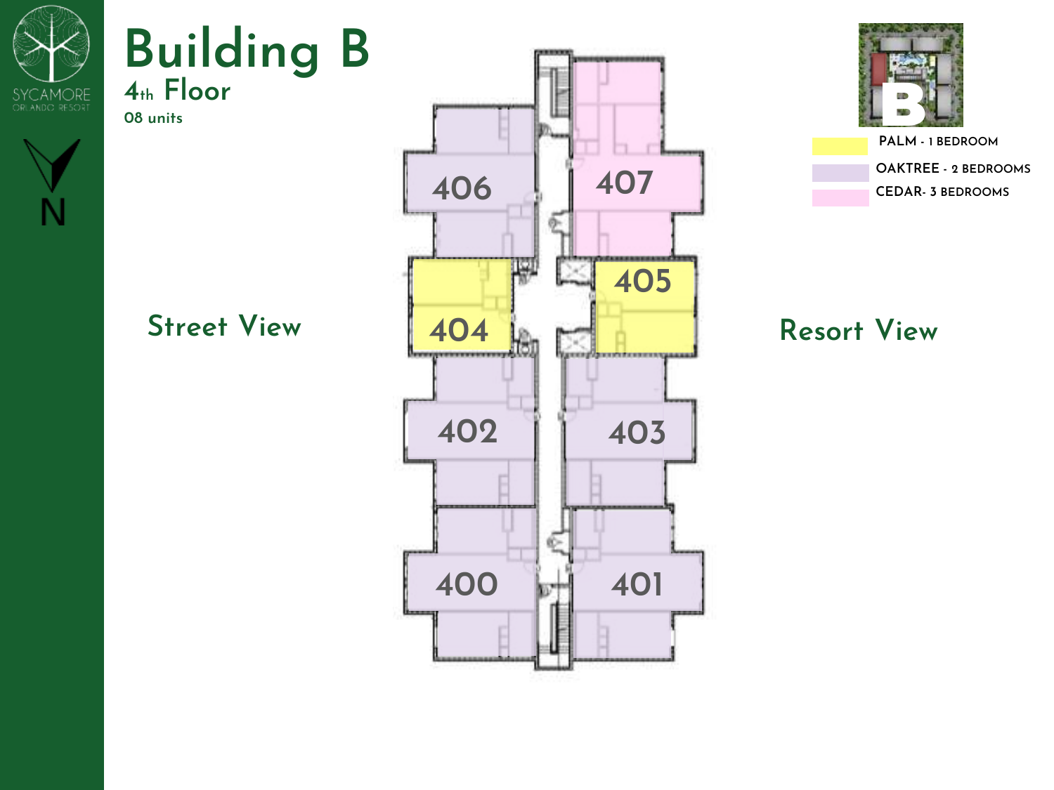# Building B

## 4th Floor

08 units

SYCAMORE ORLANDO RESORT

N

Street View

Resort View

406

407

404

405

402

403

400

401

PALM - 1 BEDROOM

OAKTREE - 2 BEDROOMS

CEDAR- 3 BEDROOMS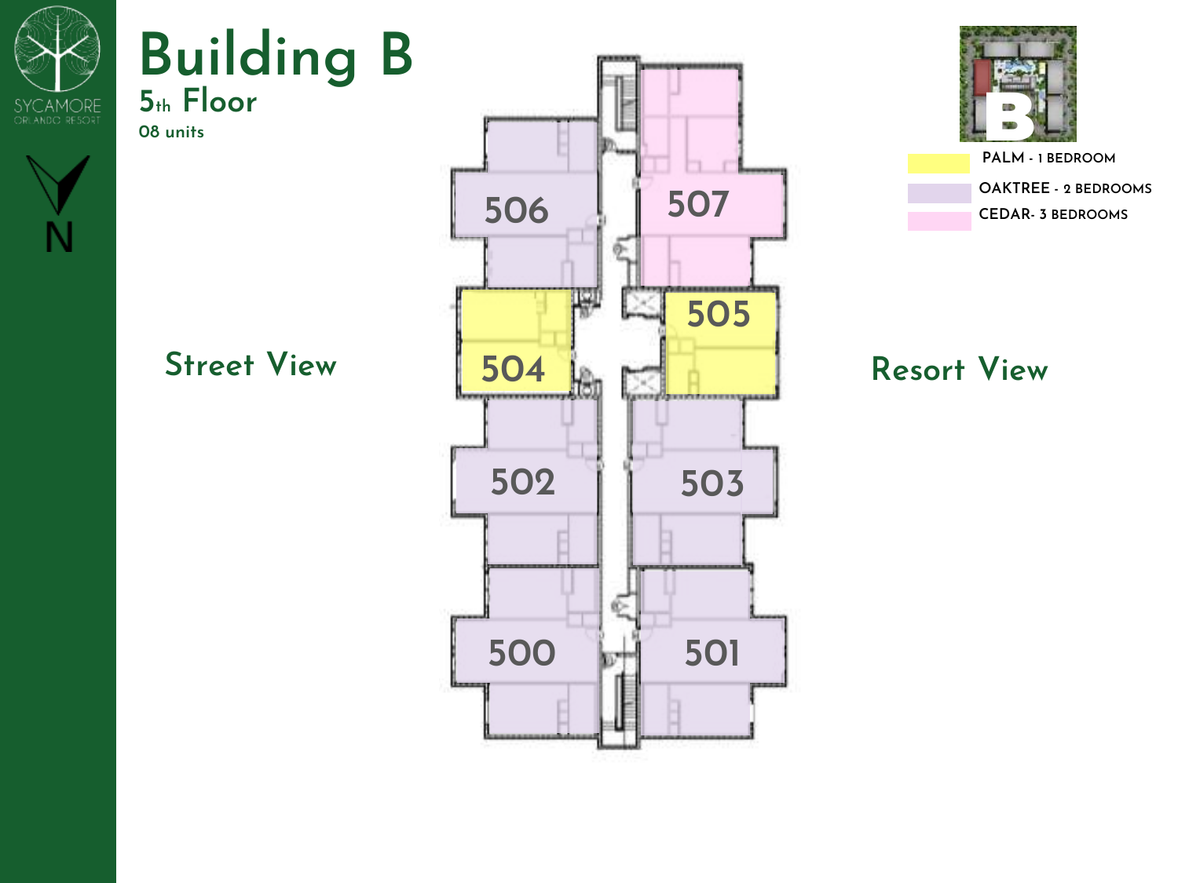# Building B

## 5th Floor

08 units

SYCAMORE ORLANDO RESORT

N

Street View

Resort View

506

507

505

504

502

503

500

501

PALM - 1 BEDROOM

OAKTREE - 2 BEDROOMS

CEDAR- 3 BEDROOMS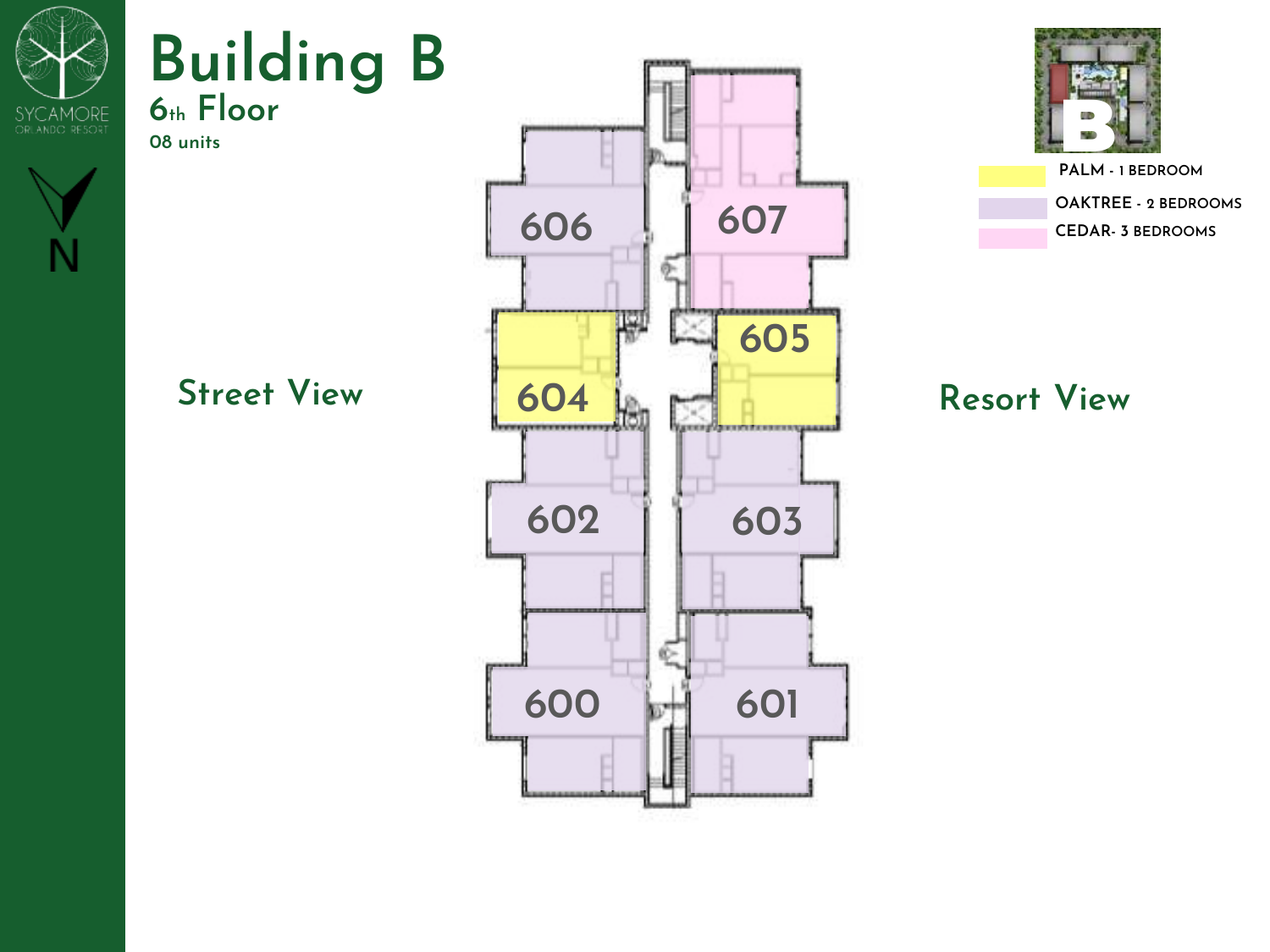# Building B

## 6th Floor

08 units

Street View

Resort View

- PALM - 1 BEDROOM
- OAKTREE - 2 BEDROOMS
- CEDAR- 3 BEDROOMS

606

607

604

605

602

603

600

601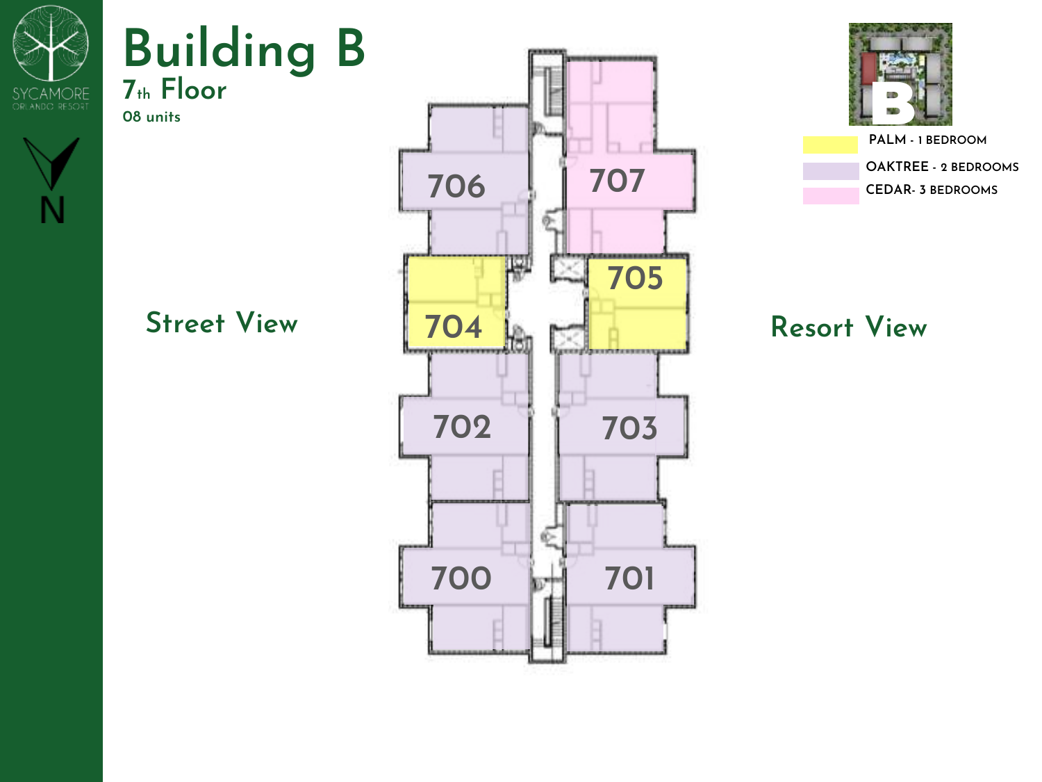# Building B

## 7th Floor

08 units

Street View

Resort View

706

707

705

704

702

703

700

701

PALM - 1 BEDROOM

OAKTREE - 2 BEDROOMS

CEDAR- 3 BEDROOMS

SYCAMORE ORLANDO RESORT

N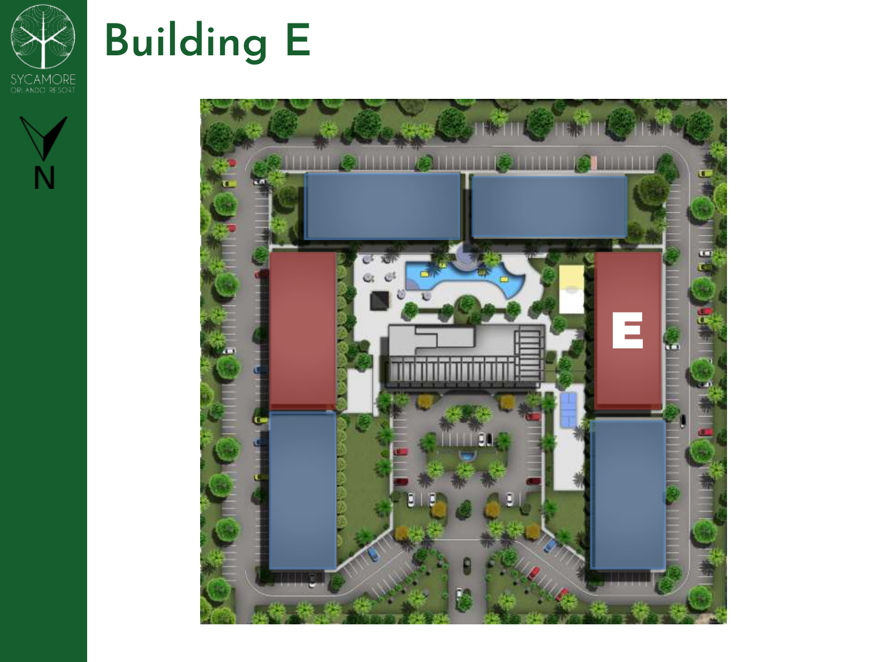# Building E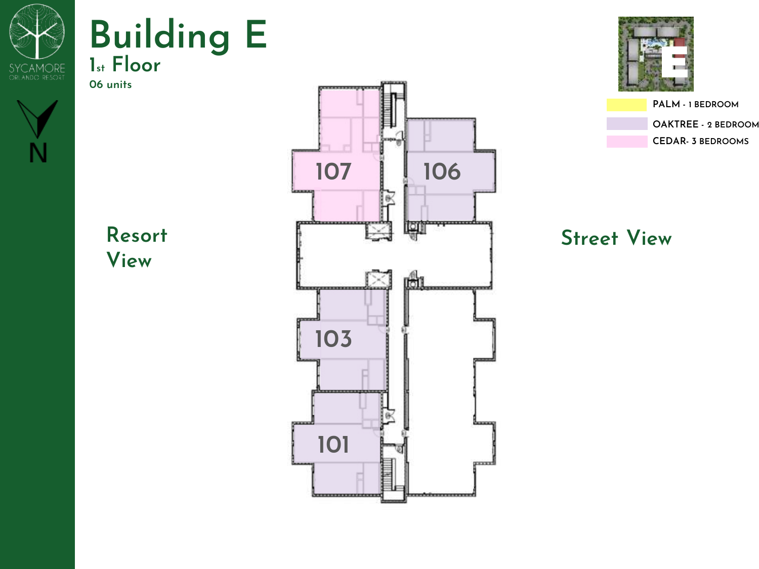# Building E

## 1st Floor

06 units

- PALM - 1 BEDROOM
- OAKTREE - 2 BEDROOM
- CEDAR- 3 BEDROOMS

Resort View

107

106

103

101

Street View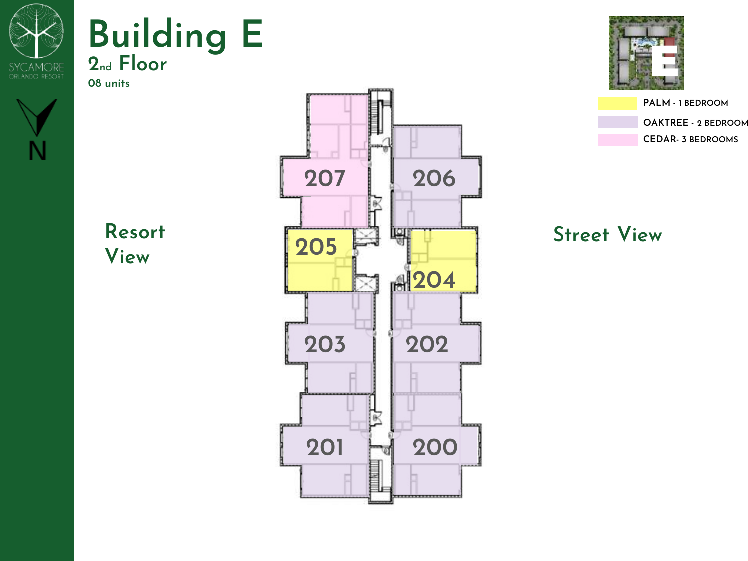# Building E

## 2nd Floor

08 units

SYCAMORE ORLANDO RESORT

N

- PALM - 1 BEDROOM
- OAKTREE - 2 BEDROOM
- CEDAR- 3 BEDROOMS

Resort View

Street View

207

206

205

204

203

202

201

200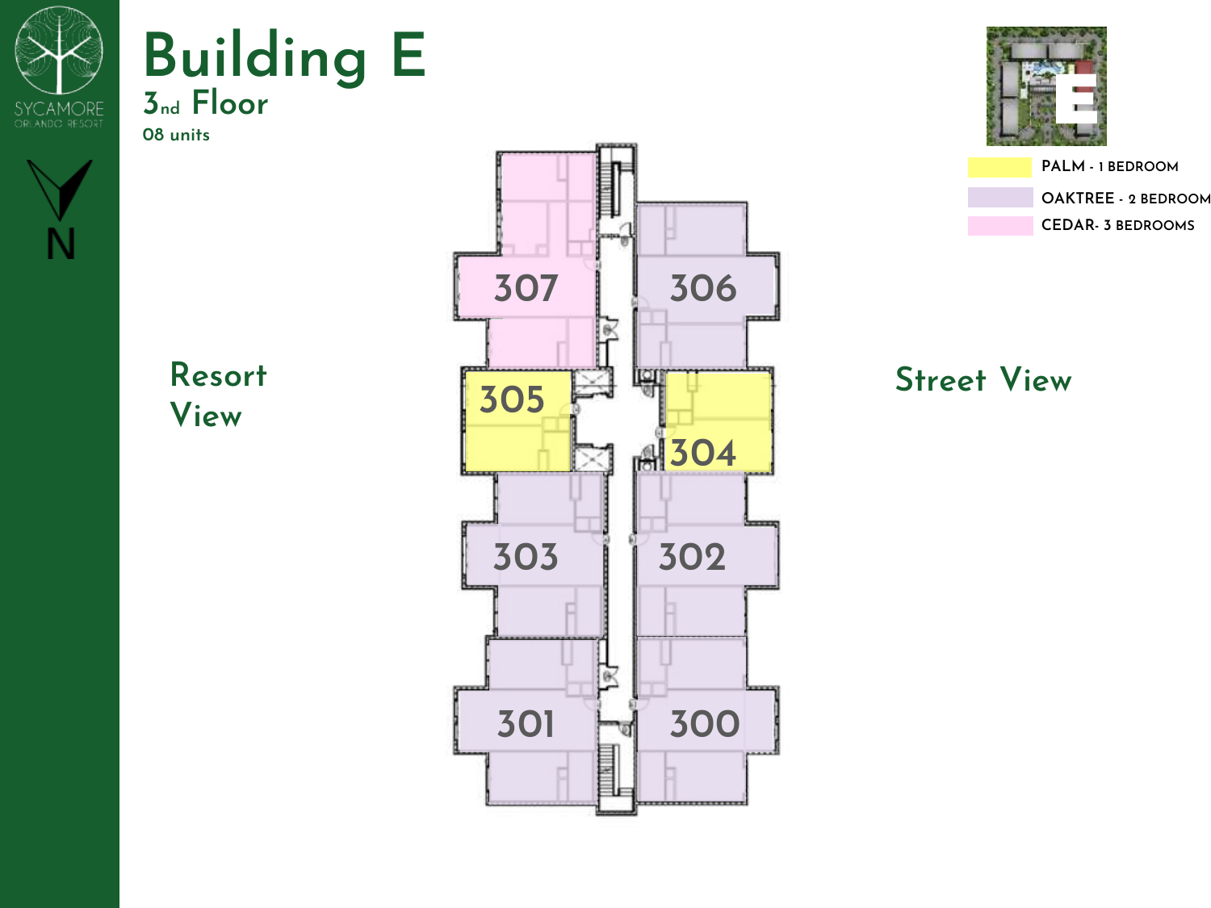# Building E

## 3nd Floor

08 units

SYCAMORE ORLANDO RESORT

N

PALM - 1 BEDROOM

OAKTREE - 2 BEDROOM

CEDAR- 3 BEDROOMS

Resort View

Street View

307

306

305

304

303

302

301

300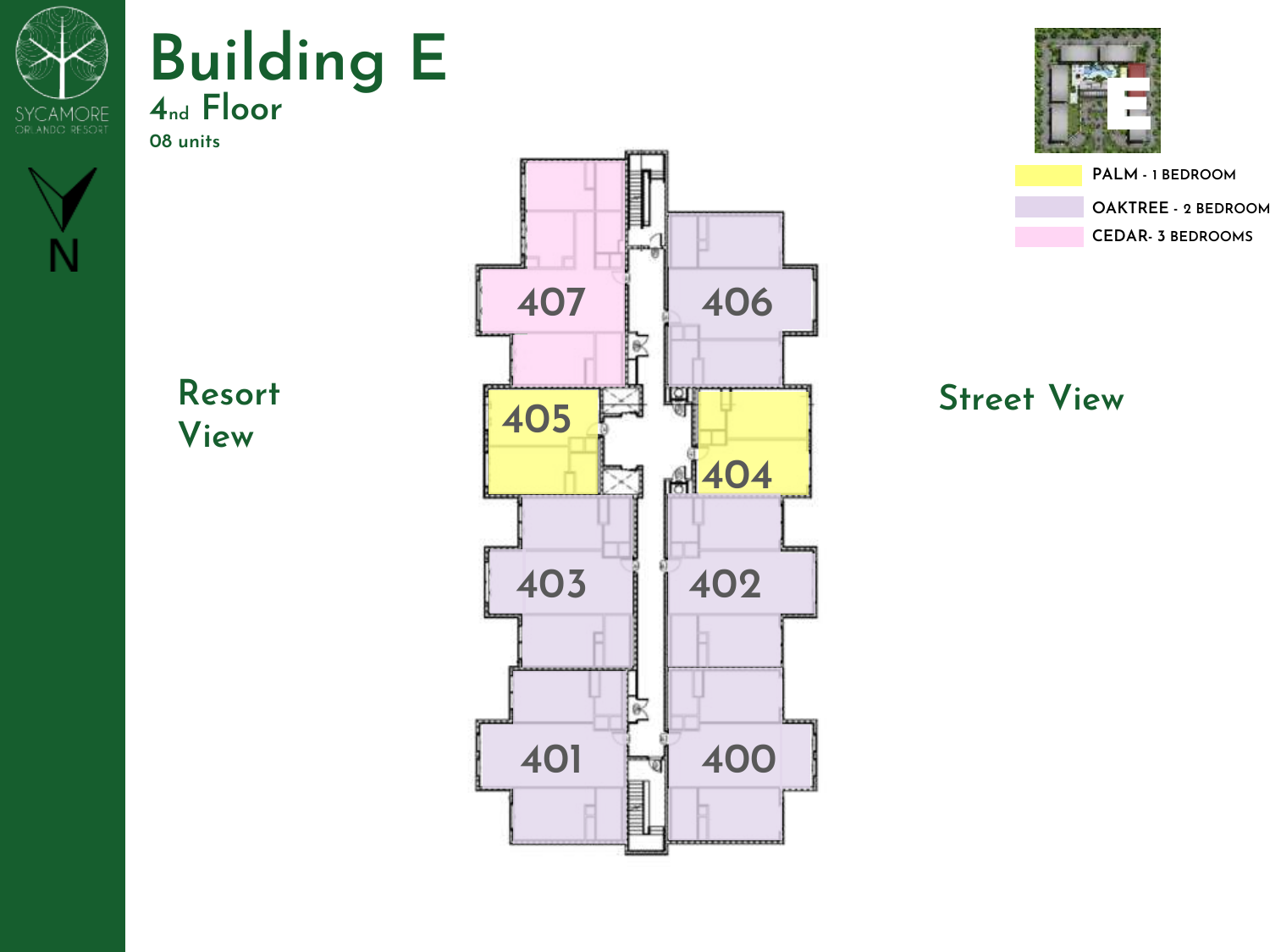# Building E

## 4nd Floor

08 units

SYCAMORE ORLANDO RESORT

N

Resort View

Street View

| Unit | Type |
|---|---|
| 407 | CEDAR - 3 BEDROOMS |
| 406 | OAKTREE - 2 BEDROOM |
| 405 | PALM - 1 BEDROOM |
| 404 | PALM - 1 BEDROOM |
| 403 | OAKTREE - 2 BEDROOM |
| 402 | OAKTREE - 2 BEDROOM |
| 401 | OAKTREE - 2 BEDROOM |
| 400 | OAKTREE - 2 BEDROOM |

- PALM - 1 BEDROOM
- OAKTREE - 2 BEDROOM
- CEDAR - 3 BEDROOMS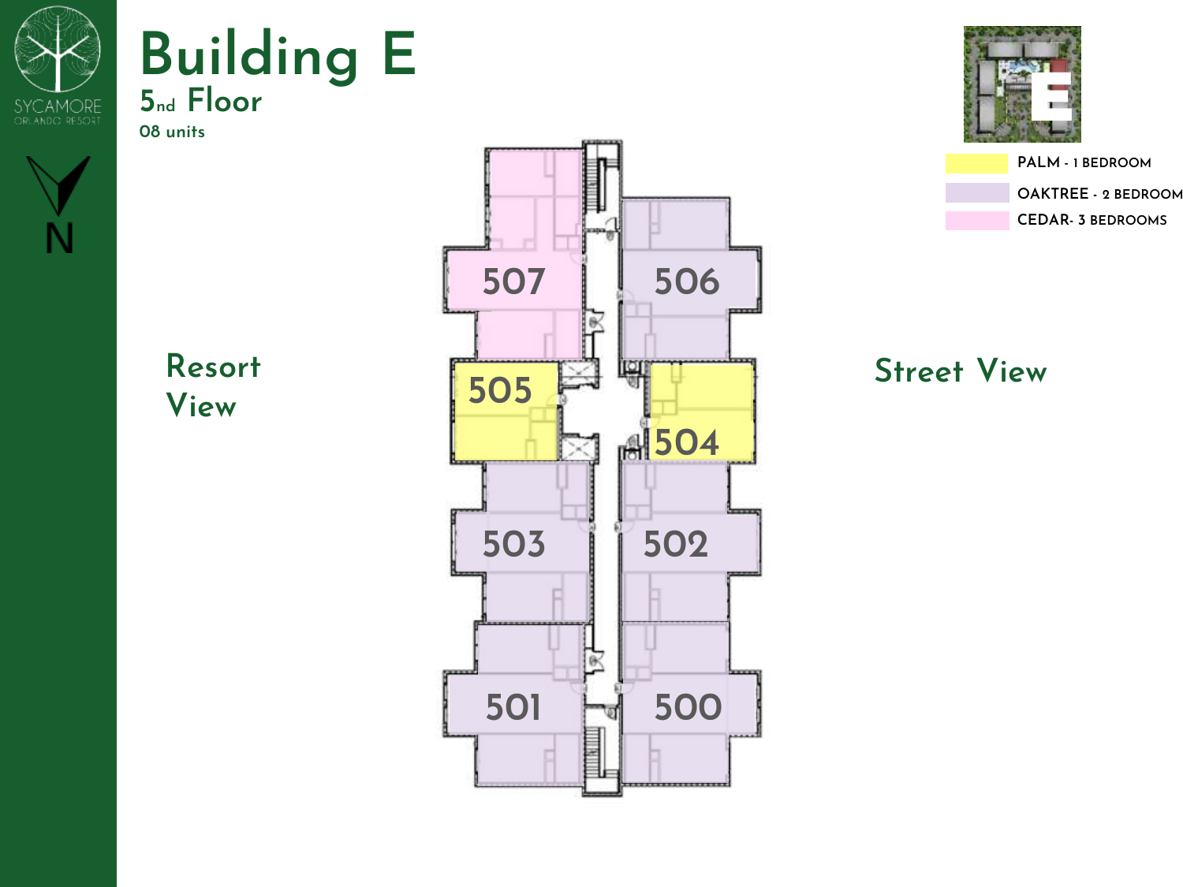# Building E

## 5nd Floor

08 units

SYCAMORE ORLANDO RESORT

N

PALM - 1 BEDROOM

OAKTREE - 2 BEDROOM

CEDAR- 3 BEDROOMS

Resort View

Street View

507

506

505

504

503

502

501

500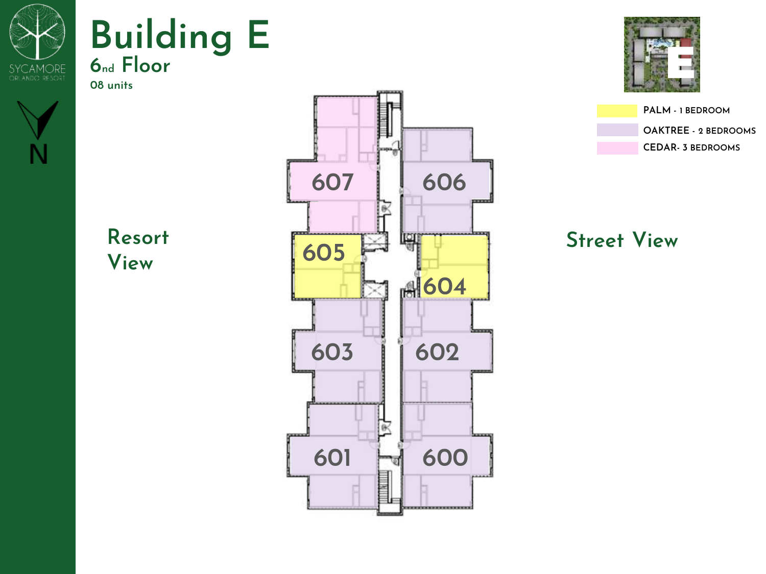# Building E

## 6nd Floor

08 units

SYCAMORE ORLANDO RESORT

N

Resort View

Street View

- PALM - 1 BEDROOM
- OAKTREE - 2 BEDROOMS
- CEDAR- 3 BEDROOMS

607

606

605

604

603

602

601

600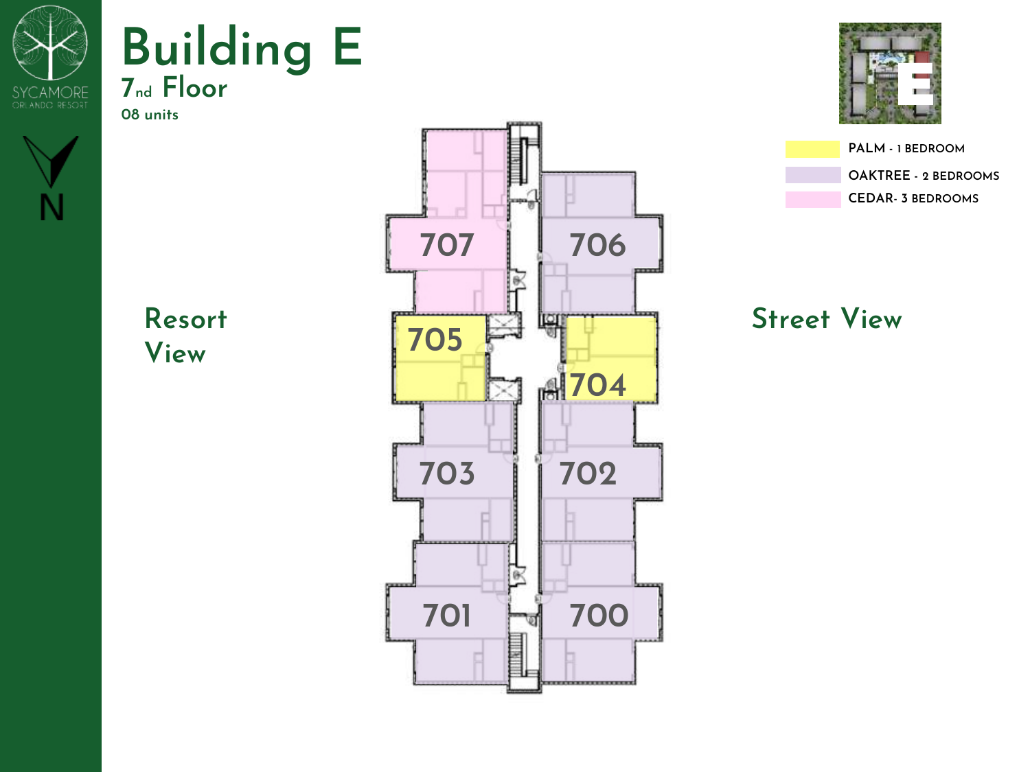# Building E

## 7nd Floor

08 units

SYCAMORE
ORLANDO RESORT

N

Resort View

Street View

PALM - 1 BEDROOM

OAKTREE - 2 BEDROOMS

CEDAR- 3 BEDROOMS

707

706

705

704

703

702

701

700